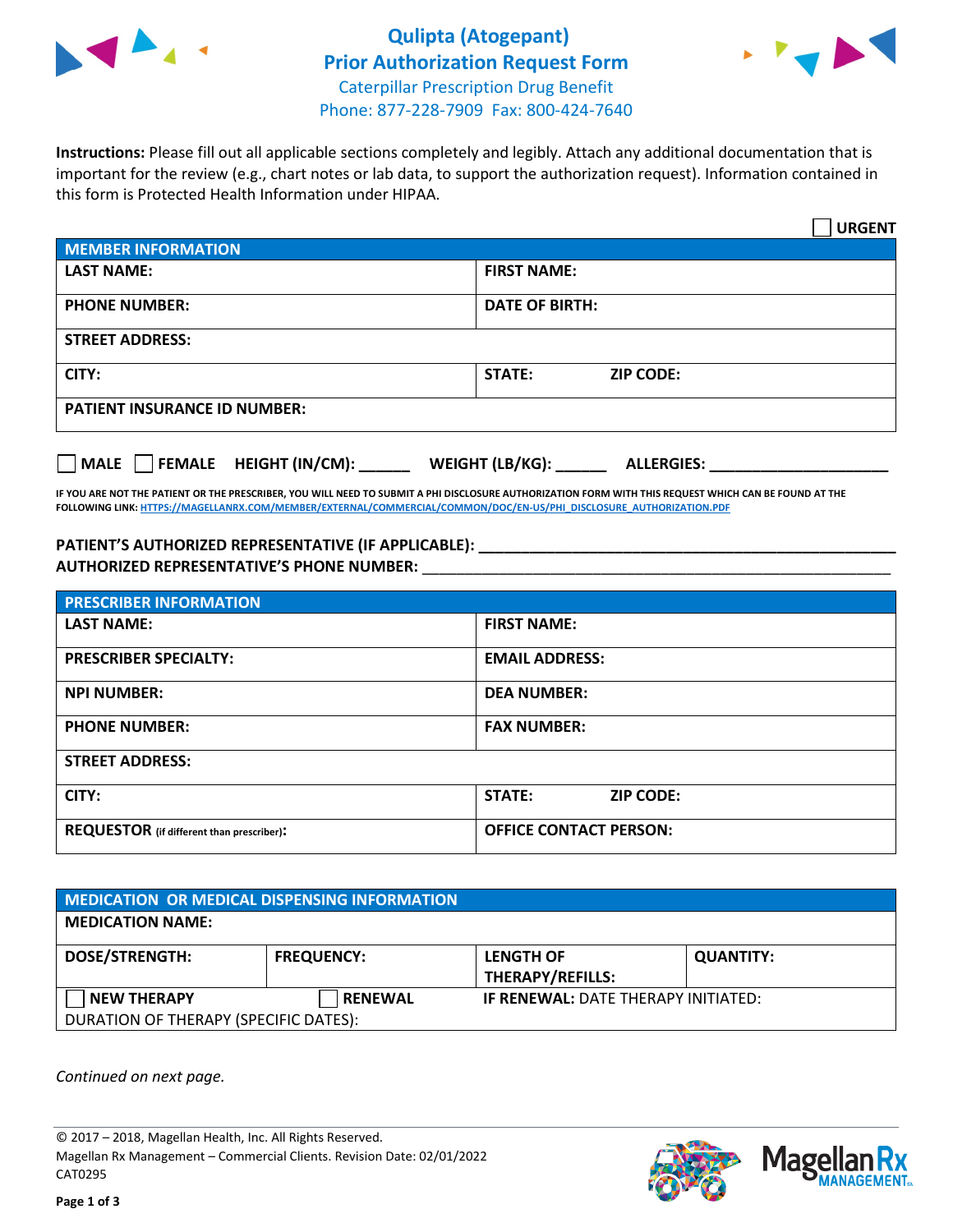# Qulipta (Atogepant)
## Prior Authorization Request Form

Caterpillar Prescription Drug Benefit
Phone: 877-228-7909 Fax: 800-424-7640

**Instructions:** Please fill out all applicable sections completely and legibly. Attach any additional documentation that is important for the review (e.g., chart notes or lab data, to support the authorization request). Information contained in this form is Protected Health Information under HIPAA.

☐ **URGENT**

| **MEMBER INFORMATION** | |
|---|---|
| **LAST NAME:** | **FIRST NAME:** |
| **PHONE NUMBER:** | **DATE OF BIRTH:** |
| **STREET ADDRESS:** | |
| **CITY:** | **STATE:** **ZIP CODE:** |
| **PATIENT INSURANCE ID NUMBER:** | |

☐ **MALE** ☐ **FEMALE** **HEIGHT (IN/CM):** ______ **WEIGHT (LB/KG):** ______ **ALLERGIES:** ____________________

**IF YOU ARE NOT THE PATIENT OR THE PRESCRIBER, YOU WILL NEED TO SUBMIT A PHI DISCLOSURE AUTHORIZATION FORM WITH THIS REQUEST WHICH CAN BE FOUND AT THE FOLLOWING LINK: HTTPS://MAGELLANRX.COM/MEMBER/EXTERNAL/COMMERCIAL/COMMON/DOC/EN-US/PHI_DISCLOSURE_AUTHORIZATION.PDF**

**PATIENT'S AUTHORIZED REPRESENTATIVE (IF APPLICABLE):** ____________________
**AUTHORIZED REPRESENTATIVE'S PHONE NUMBER:** ____________________

| **PRESCRIBER INFORMATION** | |
|---|---|
| **LAST NAME:** | **FIRST NAME:** |
| **PRESCRIBER SPECIALTY:** | **EMAIL ADDRESS:** |
| **NPI NUMBER:** | **DEA NUMBER:** |
| **PHONE NUMBER:** | **FAX NUMBER:** |
| **STREET ADDRESS:** | |
| **CITY:** | **STATE:** **ZIP CODE:** |
| **REQUESTOR** (if different than prescriber): | **OFFICE CONTACT PERSON:** |

| **MEDICATION OR MEDICAL DISPENSING INFORMATION** | | | |
|---|---|---|---|
| **MEDICATION NAME:** | | | |
| **DOSE/STRENGTH:** | **FREQUENCY:** | **LENGTH OF THERAPY/REFILLS:** | **QUANTITY:** |
| ☐ **NEW THERAPY** | ☐ **RENEWAL** | **IF RENEWAL:** DATE THERAPY INITIATED: | |
| DURATION OF THERAPY (SPECIFIC DATES): | | | |

*Continued on next page.*

© 2017 – 2018, Magellan Health, Inc. All Rights Reserved.
Magellan Rx Management – Commercial Clients. Revision Date: 02/01/2022
CAT0295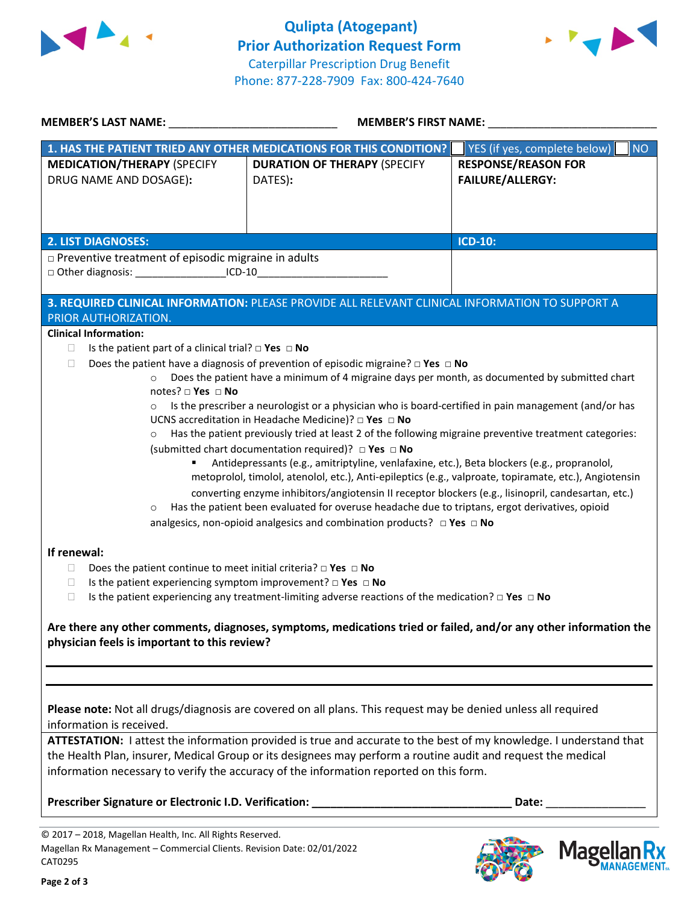# Qulipta (Atogepant)
## Prior Authorization Request Form

Caterpillar Prescription Drug Benefit
Phone: 877-228-7909 Fax: 800-424-7640

**MEMBER'S LAST NAME:** ___________________________ **MEMBER'S FIRST NAME:** ___________________________

| **1. HAS THE PATIENT TRIED ANY OTHER MEDICATIONS FOR THIS CONDITION?** | | ☐ YES (if yes, complete below) ☐ NO |
|---|---|---|
| **MEDICATION/THERAPY** (SPECIFY DRUG NAME AND DOSAGE): | **DURATION OF THERAPY** (SPECIFY DATES): | **RESPONSE/REASON FOR FAILURE/ALLERGY:** |
| | | |

| **2. LIST DIAGNOSES:** | **ICD-10:** |
|---|---|
| □ Preventive treatment of episodic migraine in adults<br>□ Other diagnosis: _______________ICD-10______________________ | |

**3. REQUIRED CLINICAL INFORMATION:** PLEASE PROVIDE ALL RELEVANT CLINICAL INFORMATION TO SUPPORT A PRIOR AUTHORIZATION.

**Clinical Information:**

- Is the patient part of a clinical trial? □ **Yes** □ **No**
- Does the patient have a diagnosis of prevention of episodic migraine? □ **Yes** □ **No**
  - Does the patient have a minimum of 4 migraine days per month, as documented by submitted chart notes? □ **Yes** □ **No**
  - Is the prescriber a neurologist or a physician who is board-certified in pain management (and/or has UCNS accreditation in Headache Medicine)? □ **Yes** □ **No**
  - Has the patient previously tried at least 2 of the following migraine preventive treatment categories: (submitted chart documentation required)? □ **Yes** □ **No**
    - Antidepressants (e.g., amitriptyline, venlafaxine, etc.), Beta blockers (e.g., propranolol, metoprolol, timolol, atenolol, etc.), Anti-epileptics (e.g., valproate, topiramate, etc.), Angiotensin converting enzyme inhibitors/angiotensin II receptor blockers (e.g., lisinopril, candesartan, etc.)
  - Has the patient been evaluated for overuse headache due to triptans, ergot derivatives, opioid analgesics, non-opioid analgesics and combination products? □ **Yes** □ **No**

**If renewal:**

- Does the patient continue to meet initial criteria? □ **Yes** □ **No**
- Is the patient experiencing symptom improvement? □ **Yes** □ **No**
- Is the patient experiencing any treatment-limiting adverse reactions of the medication? □ **Yes** □ **No**

**Are there any other comments, diagnoses, symptoms, medications tried or failed, and/or any other information the physician feels is important to this review?**

_______________________________________________________________________________

_______________________________________________________________________________

**Please note:** Not all drugs/diagnosis are covered on all plans. This request may be denied unless all required information is received.

**ATTESTATION:** I attest the information provided is true and accurate to the best of my knowledge. I understand that the Health Plan, insurer, Medical Group or its designees may perform a routine audit and request the medical information necessary to verify the accuracy of the information reported on this form.

**Prescriber Signature or Electronic I.D. Verification:** _______________________________ **Date:** _______________

© 2017 – 2018, Magellan Health, Inc. All Rights Reserved.
Magellan Rx Management – Commercial Clients. Revision Date: 02/01/2022
CAT0295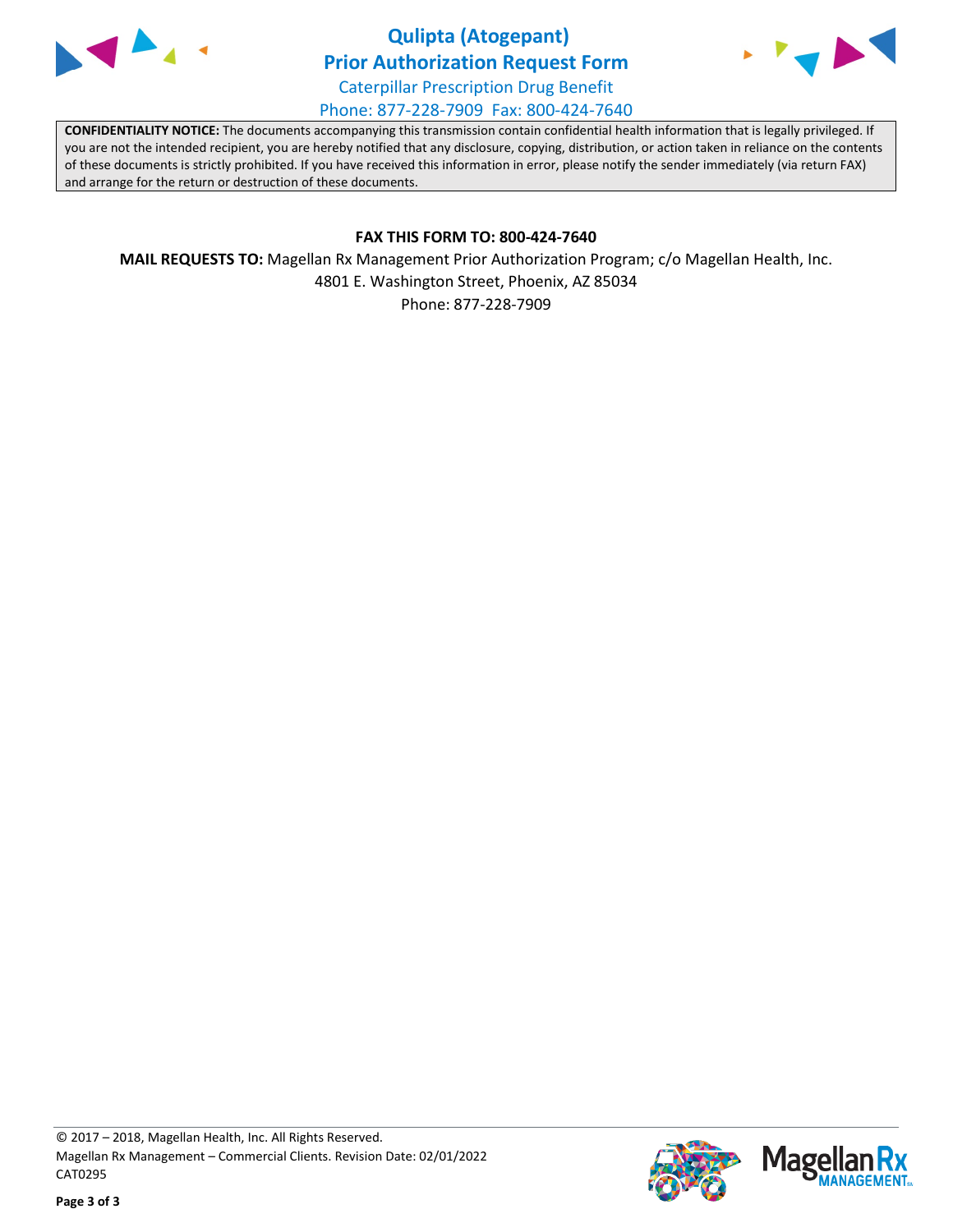# Qulipta (Atogepant) Prior Authorization Request Form

Caterpillar Prescription Drug Benefit

Phone: 877-228-7909 Fax: 800-424-7640

**CONFIDENTIALITY NOTICE:** The documents accompanying this transmission contain confidential health information that is legally privileged. If you are not the intended recipient, you are hereby notified that any disclosure, copying, distribution, or action taken in reliance on the contents of these documents is strictly prohibited. If you have received this information in error, please notify the sender immediately (via return FAX) and arrange for the return or destruction of these documents.

**FAX THIS FORM TO: 800-424-7640**

**MAIL REQUESTS TO:** Magellan Rx Management Prior Authorization Program; c/o Magellan Health, Inc.
4801 E. Washington Street, Phoenix, AZ 85034
Phone: 877-228-7909

© 2017 – 2018, Magellan Health, Inc. All Rights Reserved.
Magellan Rx Management – Commercial Clients. Revision Date: 02/01/2022
CAT0295